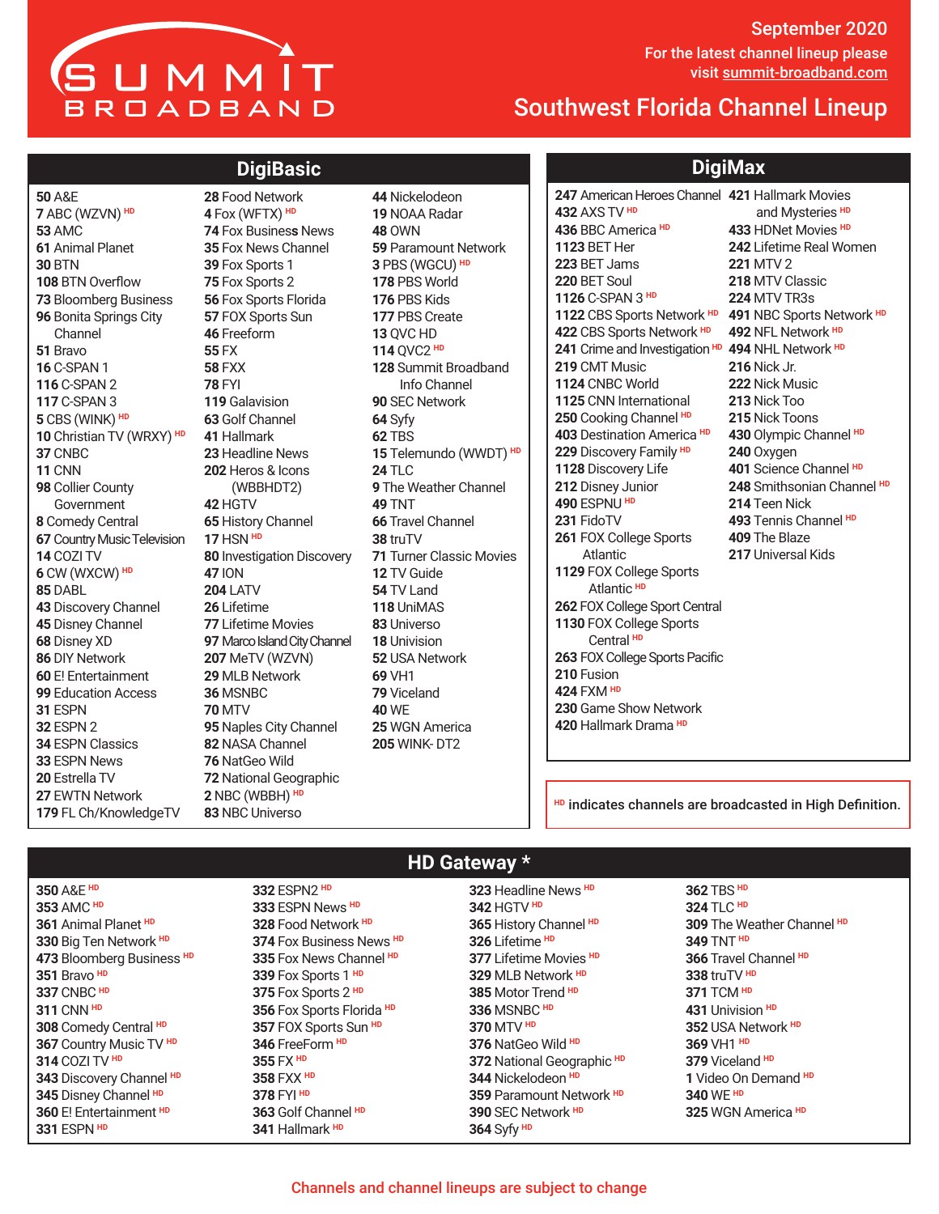SUMMIT BROADBAND

September 2020

For the latest channel lineup please visit summit-broadband.com

# Southwest Florida Channel Lineup

## DigiBasic

**50** A&E
**7** ABC (WZVN) HD
**53** AMC
**61** Animal Planet
**30** BTN
**108** BTN Overflow
**73** Bloomberg Business
**96** Bonita Springs City Channel
**51** Bravo
**16** C-SPAN 1
**116** C-SPAN 2
**117** C-SPAN 3
**5** CBS (WINK) HD
**10** Christian TV (WRXY) HD
**37** CNBC
**11** CNN
**98** Collier County Government
**8** Comedy Central
**67** Country Music Television
**14** COZI TV
**6** CW (WXCW) HD
**85** DABL
**43** Discovery Channel
**45** Disney Channel
**68** Disney XD
**86** DIY Network
**60** E! Entertainment
**99** Education Access
**31** ESPN
**32** ESPN 2
**34** ESPN Classics
**33** ESPN News
**20** Estrella TV
**27** EWTN Network
**179** FL Ch/KnowledgeTV
**28** Food Network
**4** Fox (WFTX) HD
**74** Fox Business News
**35** Fox News Channel
**39** Fox Sports 1
**75** Fox Sports 2
**56** Fox Sports Florida
**57** FOX Sports Sun
**46** Freeform
**55** FX
**58** FXX
**78** FYI
**119** Galavision
**63** Golf Channel
**41** Hallmark
**23** Headline News
**202** Heros & Icons (WBBHDT2)
**42** HGTV
**65** History Channel
**17** HSN HD
**80** Investigation Discovery
**47** ION
**204** LATV
**26** Lifetime
**77** Lifetime Movies
**97** Marco Island City Channel
**207** MeTV (WZVN)
**29** MLB Network
**36** MSNBC
**70** MTV
**95** Naples City Channel
**82** NASA Channel
**76** NatGeo Wild
**72** National Geographic
**2** NBC (WBBH) HD
**83** NBC Universo
**44** Nickelodeon
**19** NOAA Radar
**48** OWN
**59** Paramount Network
**3** PBS (WGCU) HD
**178** PBS World
**176** PBS Kids
**177** PBS Create
**13** QVC HD
**114** QVC2 HD
**128** Summit Broadband Info Channel
**90** SEC Network
**64** Syfy
**62** TBS
**15** Telemundo (WWDT) HD
**24** TLC
**9** The Weather Channel
**49** TNT
**66** Travel Channel
**38** truTV
**71** Turner Classic Movies
**12** TV Guide
**54** TV Land
**118** UniMAS
**83** Universo
**18** Univision
**52** USA Network
**69** VH1
**79** Viceland
**40** WE
**25** WGN America
**205** WINK- DT2

## DigiMax

**247** American Heroes Channel
**432** AXS TV HD
**436** BBC America HD
**1123** BET Her
**223** BET Jams
**220** BET Soul
**1126** C-SPAN 3 HD
**1122** CBS Sports Network HD
**422** CBS Sports Network HD
**241** Crime and Investigation HD
**219** CMT Music
**1124** CNBC World
**1125** CNN International
**250** Cooking Channel HD
**403** Destination America HD
**229** Discovery Family HD
**1128** Discovery Life
**212** Disney Junior
**490** ESPNU HD
**231** FidoTV
**261** FOX College Sports Atlantic
**1129** FOX College Sports Atlantic HD
**262** FOX College Sport Central
**1130** FOX College Sports Central HD
**263** FOX College Sports Pacific
**210** Fusion
**424** FXM HD
**230** Game Show Network
**420** Hallmark Drama HD
**421** Hallmark Movies and Mysteries HD
**433** HDNet Movies HD
**242** Lifetime Real Women
**221** MTV 2
**218** MTV Classic
**224** MTV TR3s
**491** NBC Sports Network HD
**492** NFL Network HD
**494** NHL Network HD
**216** Nick Jr.
**222** Nick Music
**213** Nick Too
**215** Nick Toons
**430** Olympic Channel HD
**240** Oxygen
**401** Science Channel HD
**248** Smithsonian Channel HD
**214** Teen Nick
**493** Tennis Channel HD
**409** The Blaze
**217** Universal Kids

HD indicates channels are broadcasted in High Definition.

## HD Gateway *

**350** A&E HD
**353** AMC HD
**361** Animal Planet HD
**330** Big Ten Network HD
**473** Bloomberg Business HD
**351** Bravo HD
**337** CNBC HD
**311** CNN HD
**308** Comedy Central HD
**367** Country Music TV HD
**314** COZI TV HD
**343** Discovery Channel HD
**345** Disney Channel HD
**360** E! Entertainment HD
**331** ESPN HD
**332** ESPN2 HD
**333** ESPN News HD
**328** Food Network HD
**374** Fox Business News HD
**335** Fox News Channel HD
**339** Fox Sports 1 HD
**375** Fox Sports 2 HD
**356** Fox Sports Florida HD
**357** FOX Sports Sun HD
**346** FreeForm HD
**355** FX HD
**358** FXX HD
**378** FYI HD
**363** Golf Channel HD
**341** Hallmark HD
**323** Headline News HD
**342** HGTV HD
**365** History Channel HD
**326** Lifetime HD
**377** Lifetime Movies HD
**329** MLB Network HD
**385** Motor Trend HD
**336** MSNBC HD
**370** MTV HD
**376** NatGeo Wild HD
**372** National Geographic HD
**344** Nickelodeon HD
**359** Paramount Network HD
**390** SEC Network HD
**364** Syfy HD
**362** TBS HD
**324** TLC HD
**309** The Weather Channel HD
**349** TNT HD
**366** Travel Channel HD
**338** truTV HD
**371** TCM HD
**431** Univision HD
**352** USA Network HD
**369** VH1 HD
**379** Viceland HD
**1** Video On Demand HD
**340** WE HD
**325** WGN America HD

Channels and channel lineups are subject to change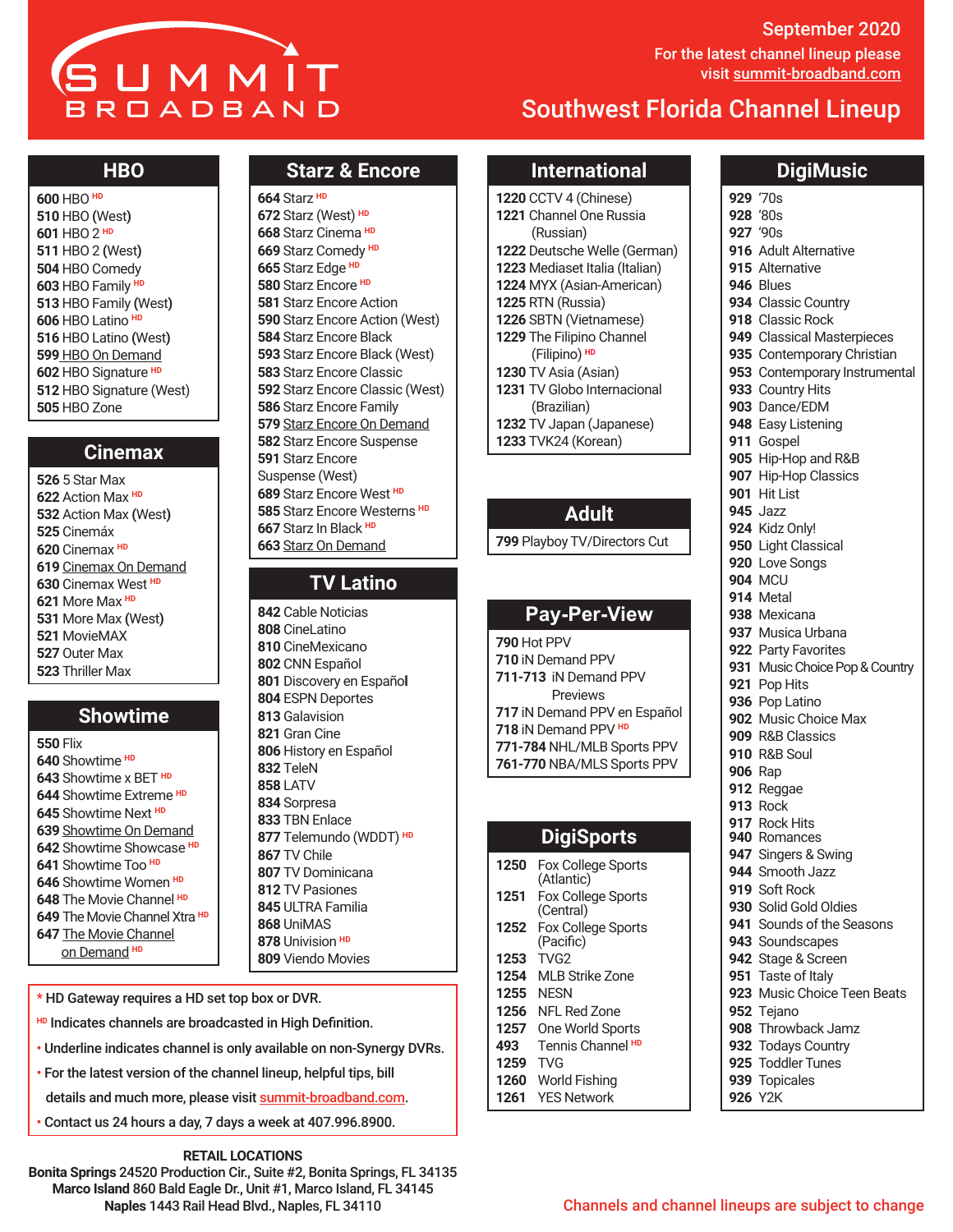# SUMMIT BROADBAND

September 2020
For the latest channel lineup please visit summit-broadband.com

## Southwest Florida Channel Lineup

### HBO

**600** HBO HD
**510** HBO (West)
**601** HBO 2 HD
**511** HBO 2 (West)
**504** HBO Comedy
**603** HBO Family HD
**513** HBO Family (West)
**606** HBO Latino HD
**516** HBO Latino (West)
**599** HBO On Demand
**602** HBO Signature HD
**512** HBO Signature (West)
**505** HBO Zone

### Cinemax

**526** 5 Star Max
**622** Action Max HD
**532** Action Max (West)
**525** Cinemáx
**620** Cinemax HD
**619** Cinemax On Demand
**630** Cinemax West HD
**621** More Max HD
**531** More Max (West)
**521** MovieMAX
**527** Outer Max
**523** Thriller Max

### Showtime

**550** Flix
**640** Showtime HD
**643** Showtime x BET HD
**644** Showtime Extreme HD
**645** Showtime Next HD
**639** Showtime On Demand
**642** Showtime Showcase HD
**641** Showtime Too HD
**646** Showtime Women HD
**648** The Movie Channel HD
**649** The Movie Channel Xtra HD
**647** The Movie Channel on Demand HD

### Starz & Encore

**664** Starz HD
**672** Starz (West) HD
**668** Starz Cinema HD
**669** Starz Comedy HD
**665** Starz Edge HD
**580** Starz Encore HD
**581** Starz Encore Action
**590** Starz Encore Action (West)
**584** Starz Encore Black
**593** Starz Encore Black (West)
**583** Starz Encore Classic
**592** Starz Encore Classic (West)
**586** Starz Encore Family
**579** Starz Encore On Demand
**582** Starz Encore Suspense
**591** Starz Encore Suspense (West)
**689** Starz Encore West HD
**585** Starz Encore Westerns HD
**667** Starz In Black HD
**663** Starz On Demand

### TV Latino

**842** Cable Noticias
**808** CineLatino
**810** CineMexicano
**802** CNN Español
**801** Discovery en Español
**804** ESPN Deportes
**813** Galavision
**821** Gran Cine
**806** History en Español
**832** TeleN
**858** LATV
**834** Sorpresa
**833** TBN Enlace
**877** Telemundo (WDDT) HD
**867** TV Chile
**807** TV Dominicana
**812** TV Pasiones
**845** ULTRA Familia
**868** UniMAS
**878** Univision HD
**809** Viendo Movies

### International

**1220** CCTV 4 (Chinese)
**1221** Channel One Russia (Russian)
**1222** Deutsche Welle (German)
**1223** Mediaset Italia (Italian)
**1224** MYX (Asian-American)
**1225** RTN (Russia)
**1226** SBTN (Vietnamese)
**1229** The Filipino Channel (Filipino) HD
**1230** TV Asia (Asian)
**1231** TV Globo Internacional (Brazilian)
**1232** TV Japan (Japanese)
**1233** TVK24 (Korean)

### Adult

**799** Playboy TV/Directors Cut

### Pay-Per-View

**790** Hot PPV
**710** iN Demand PPV
**711-713** iN Demand PPV Previews
**717** iN Demand PPV en Español
**718** iN Demand PPV HD
**771-784** NHL/MLB Sports PPV
**761-770** NBA/MLS Sports PPV

### DigiSports

**1250** Fox College Sports (Atlantic)
**1251** Fox College Sports (Central)
**1252** Fox College Sports (Pacific)
**1253** TVG2
**1254** MLB Strike Zone
**1255** NESN
**1256** NFL Red Zone
**1257** One World Sports
**493** Tennis Channel HD
**1259** TVG
**1260** World Fishing
**1261** YES Network

### DigiMusic

**929** '70s
**928** '80s
**927** '90s
**916** Adult Alternative
**915** Alternative
**946** Blues
**934** Classic Country
**918** Classic Rock
**949** Classical Masterpieces
**935** Contemporary Christian
**953** Contemporary Instrumental
**933** Country Hits
**903** Dance/EDM
**948** Easy Listening
**911** Gospel
**905** Hip-Hop and R&B
**907** Hip-Hop Classics
**901** Hit List
**945** Jazz
**924** Kidz Only!
**950** Light Classical
**920** Love Songs
**904** MCU
**914** Metal
**938** Mexicana
**937** Musica Urbana
**922** Party Favorites
**931** Music Choice Pop & Country
**921** Pop Hits
**936** Pop Latino
**902** Music Choice Max
**909** R&B Classics
**910** R&B Soul
**906** Rap
**912** Reggae
**913** Rock
**917** Rock Hits
**940** Romances
**947** Singers & Swing
**944** Smooth Jazz
**919** Soft Rock
**930** Solid Gold Oldies
**941** Sounds of the Seasons
**943** Soundscapes
**942** Stage & Screen
**951** Taste of Italy
**923** Music Choice Teen Beats
**952** Tejano
**908** Throwback Jamz
**932** Todays Country
**925** Toddler Tunes
**939** Topicales
**926** Y2K

---

* HD Gateway requires a HD set top box or DVR.
HD Indicates channels are broadcasted in High Definition.
• Underline indicates channel is only available on non-Synergy DVRs.
• For the latest version of the channel lineup, helpful tips, bill details and much more, please visit summit-broadband.com.
• Contact us 24 hours a day, 7 days a week at 407.996.8900.

**RETAIL LOCATIONS**
**Bonita Springs** 24520 Production Cir., Suite #2, Bonita Springs, FL 34135
**Marco Island** 860 Bald Eagle Dr., Unit #1, Marco Island, FL 34145
**Naples** 1443 Rail Head Blvd., Naples, FL 34110

Channels and channel lineups are subject to change